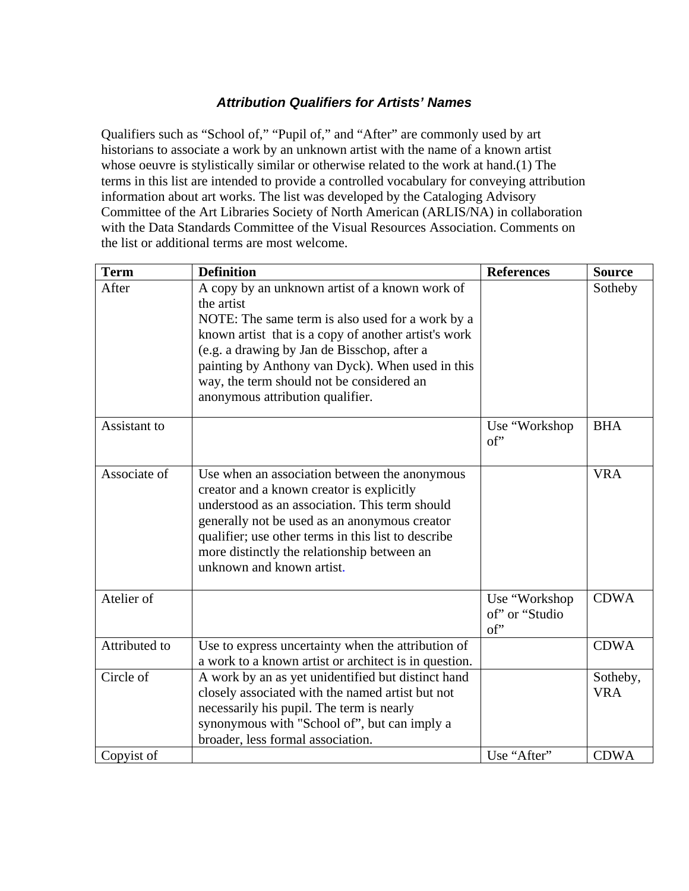### *Attribution Qualifiers for Artists' Names*

Qualifiers such as "School of," "Pupil of," and "After" are commonly used by art historians to associate a work by an unknown artist with the name of a known artist whose oeuvre is stylistically similar or otherwise related to the work at hand.(1) The terms in this list are intended to provide a controlled vocabulary for conveying attribution information about art works. The list was developed by the Cataloging Advisory Committee of the Art Libraries Society of North American (ARLIS/NA) in collaboration with the Data Standards Committee of the Visual Resources Association. Comments on the list or additional terms are most welcome.

| Term | Definition | References | Source |
|---|---|---|---|
| After | A copy by an unknown artist of a known work of the artist<br>NOTE: The same term is also used for a work by a known artist that is a copy of another artist's work (e.g. a drawing by Jan de Bisschop, after a painting by Anthony van Dyck). When used in this way, the term should not be considered an anonymous attribution qualifier. | | Sotheby |
| Assistant to | | Use "Workshop of" | BHA |
| Associate of | Use when an association between the anonymous creator and a known creator is explicitly understood as an association. This term should generally not be used as an anonymous creator qualifier; use other terms in this list to describe more distinctly the relationship between an unknown and known artist. | | VRA |
| Atelier of | | Use "Workshop of" or "Studio of" | CDWA |
| Attributed to | Use to express uncertainty when the attribution of a work to a known artist or architect is in question. | | CDWA |
| Circle of | A work by an as yet unidentified but distinct hand closely associated with the named artist but not necessarily his pupil. The term is nearly synonymous with "School of", but can imply a broader, less formal association. | | Sotheby, VRA |
| Copyist of | | Use "After" | CDWA |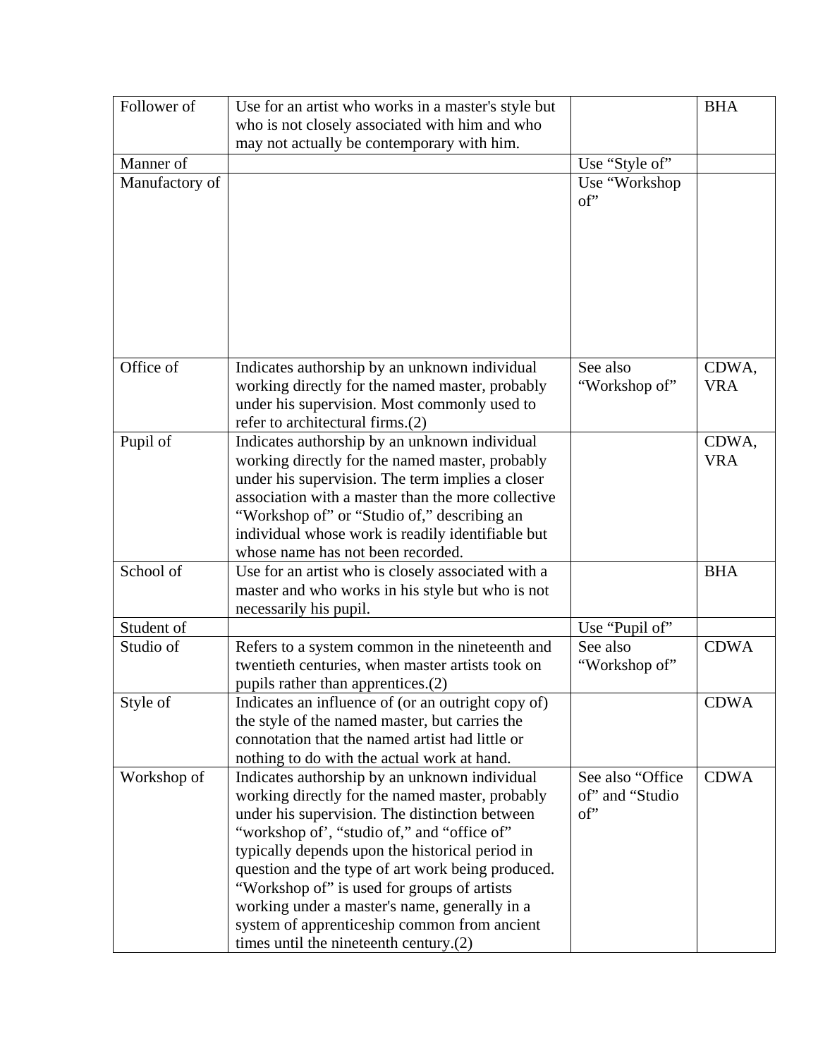| Follower of | Use for an artist who works in a master's style but who is not closely associated with him and who may not actually be contemporary with him. | | BHA |
|---|---|---|---|
| Manner of | | Use “Style of” | |
| Manufactory of | | Use “Workshop of” | |
| Office of | Indicates authorship by an unknown individual working directly for the named master, probably under his supervision. Most commonly used to refer to architectural firms.(2) | See also “Workshop of” | CDWA, VRA |
| Pupil of | Indicates authorship by an unknown individual working directly for the named master, probably under his supervision. The term implies a closer association with a master than the more collective “Workshop of” or “Studio of,” describing an individual whose work is readily identifiable but whose name has not been recorded. | | CDWA, VRA |
| School of | Use for an artist who is closely associated with a master and who works in his style but who is not necessarily his pupil. | | BHA |
| Student of | | Use “Pupil of” | |
| Studio of | Refers to a system common in the nineteenth and twentieth centuries, when master artists took on pupils rather than apprentices.(2) | See also “Workshop of” | CDWA |
| Style of | Indicates an influence of (or an outright copy of) the style of the named master, but carries the connotation that the named artist had little or nothing to do with the actual work at hand. | | CDWA |
| Workshop of | Indicates authorship by an unknown individual working directly for the named master, probably under his supervision. The distinction between “workshop of’, “studio of,” and “office of” typically depends upon the historical period in question and the type of art work being produced. “Workshop of” is used for groups of artists working under a master's name, generally in a system of apprenticeship common from ancient times until the nineteenth century.(2) | See also “Office of” and “Studio of” | CDWA |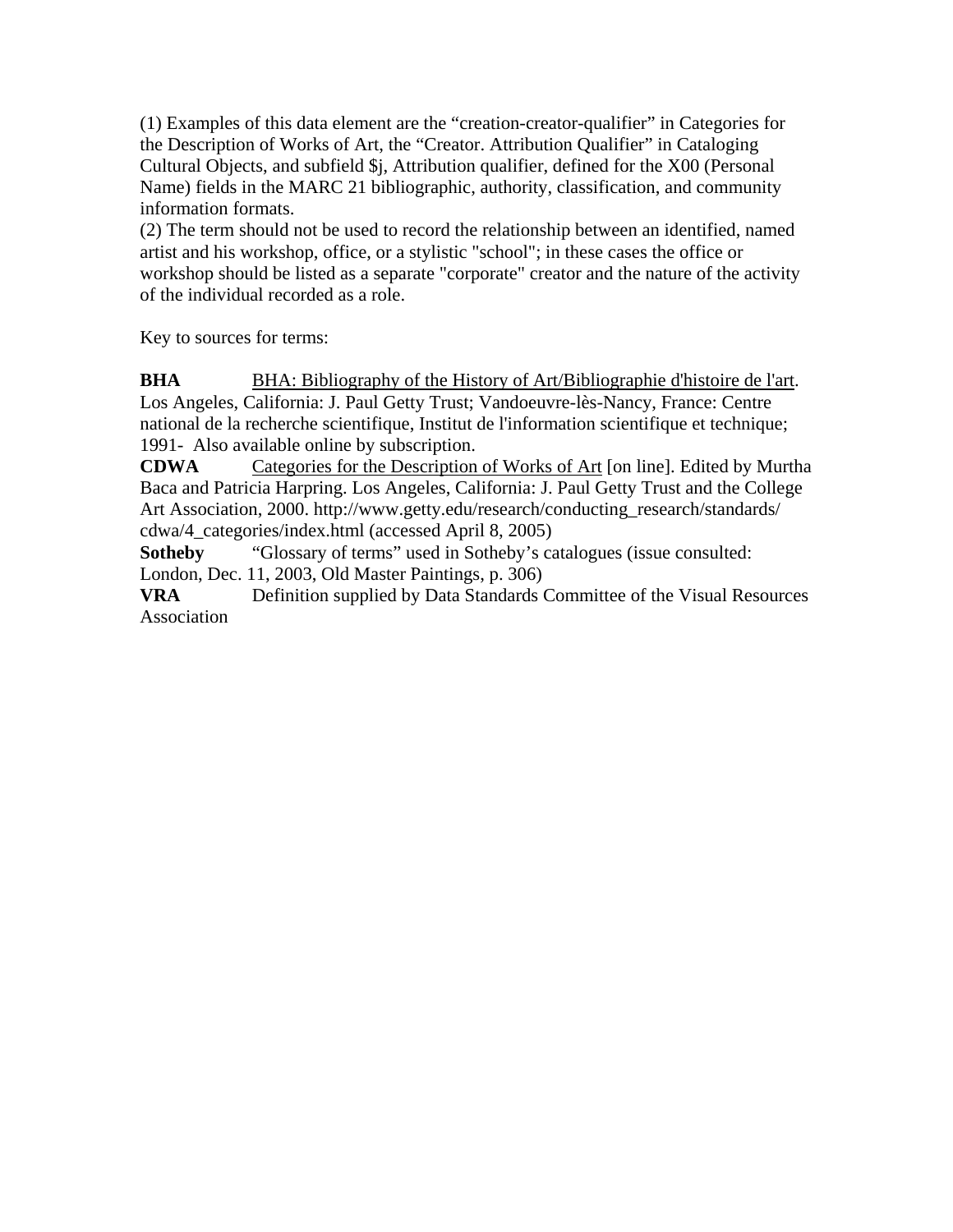(1) Examples of this data element are the “creation-creator-qualifier” in Categories for the Description of Works of Art, the “Creator. Attribution Qualifier” in Cataloging Cultural Objects, and subfield $j, Attribution qualifier, defined for the X00 (Personal Name) fields in the MARC 21 bibliographic, authority, classification, and community information formats.

(2) The term should not be used to record the relationship between an identified, named artist and his workshop, office, or a stylistic "school"; in these cases the office or workshop should be listed as a separate "corporate" creator and the nature of the activity of the individual recorded as a role.

Key to sources for terms:

**BHA** <u>BHA: Bibliography of the History of Art/Bibliographie d'histoire de l'art</u>. Los Angeles, California: J. Paul Getty Trust; Vandoeuvre-lès-Nancy, France: Centre national de la recherche scientifique, Institut de l'information scientifique et technique; 1991- Also available online by subscription.

**CDWA** <u>Categories for the Description of Works of Art</u> [on line]. Edited by Murtha Baca and Patricia Harpring. Los Angeles, California: J. Paul Getty Trust and the College Art Association, 2000. http://www.getty.edu/research/conducting_research/standards/cdwa/4_categories/index.html (accessed April 8, 2005)

**Sotheby** “Glossary of terms” used in Sotheby’s catalogues (issue consulted: London, Dec. 11, 2003, Old Master Paintings, p. 306)

**VRA** Definition supplied by Data Standards Committee of the Visual Resources Association